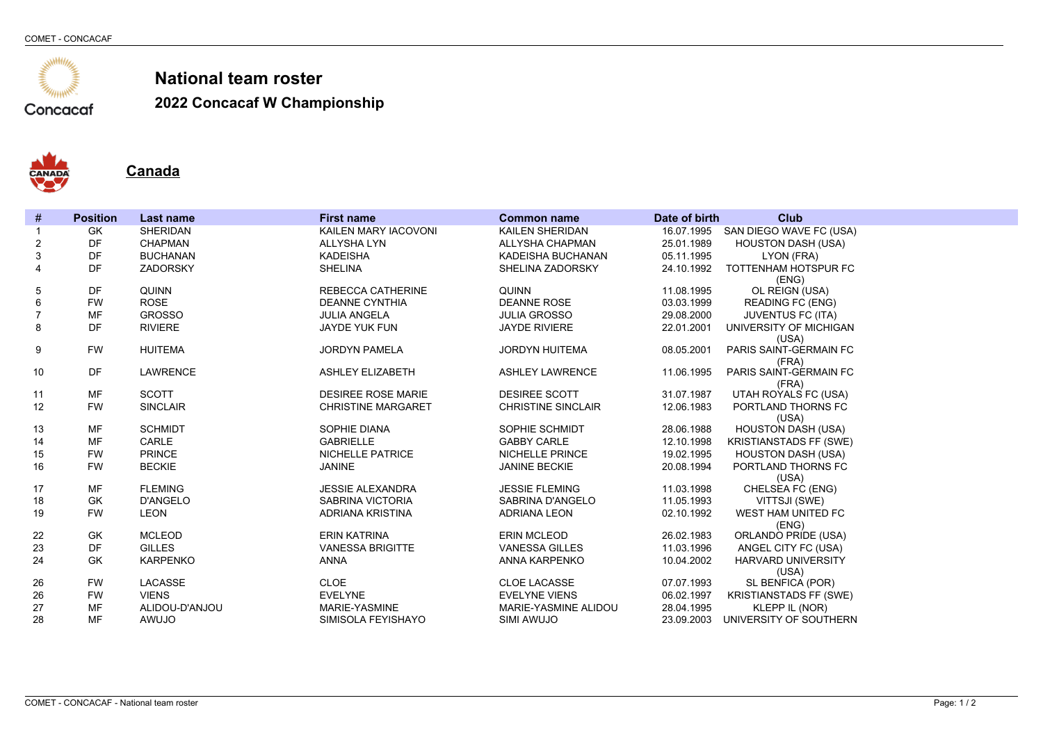# National team roster

## 2022 Concacaf W Championship

### Canada

| # | Position | Last name | First name | Common name | Date of birth | Club |
|---|---|---|---|---|---|---|
| 1 | GK | SHERIDAN | KAILEN MARY IACOVONI | KAILEN SHERIDAN | 16.07.1995 | SAN DIEGO WAVE FC (USA) |
| 2 | DF | CHAPMAN | ALLYSHA LYN | ALLYSHA CHAPMAN | 25.01.1989 | HOUSTON DASH (USA) |
| 3 | DF | BUCHANAN | KADEISHA | KADEISHA BUCHANAN | 05.11.1995 | LYON (FRA) |
| 4 | DF | ZADORSKY | SHELINA | SHELINA ZADORSKY | 24.10.1992 | TOTTENHAM HOTSPUR FC (ENG) |
| 5 | DF | QUINN | REBECCA CATHERINE | QUINN | 11.08.1995 | OL REIGN (USA) |
| 6 | FW | ROSE | DEANNE CYNTHIA | DEANNE ROSE | 03.03.1999 | READING FC (ENG) |
| 7 | MF | GROSSO | JULIA ANGELA | JULIA GROSSO | 29.08.2000 | JUVENTUS FC (ITA) |
| 8 | DF | RIVIERE | JAYDE YUK FUN | JAYDE RIVIERE | 22.01.2001 | UNIVERSITY OF MICHIGAN (USA) |
| 9 | FW | HUITEMA | JORDYN PAMELA | JORDYN HUITEMA | 08.05.2001 | PARIS SAINT-GERMAIN FC (FRA) |
| 10 | DF | LAWRENCE | ASHLEY ELIZABETH | ASHLEY LAWRENCE | 11.06.1995 | PARIS SAINT-GERMAIN FC (FRA) |
| 11 | MF | SCOTT | DESIREE ROSE MARIE | DESIREE SCOTT | 31.07.1987 | UTAH ROYALS FC (USA) |
| 12 | FW | SINCLAIR | CHRISTINE MARGARET | CHRISTINE SINCLAIR | 12.06.1983 | PORTLAND THORNS FC (USA) |
| 13 | MF | SCHMIDT | SOPHIE DIANA | SOPHIE SCHMIDT | 28.06.1988 | HOUSTON DASH (USA) |
| 14 | MF | CARLE | GABRIELLE | GABBY CARLE | 12.10.1998 | KRISTIANSTADS FF (SWE) |
| 15 | FW | PRINCE | NICHELLE PATRICE | NICHELLE PRINCE | 19.02.1995 | HOUSTON DASH (USA) |
| 16 | FW | BECKIE | JANINE | JANINE BECKIE | 20.08.1994 | PORTLAND THORNS FC (USA) |
| 17 | MF | FLEMING | JESSIE ALEXANDRA | JESSIE FLEMING | 11.03.1998 | CHELSEA FC (ENG) |
| 18 | GK | D'ANGELO | SABRINA VICTORIA | SABRINA D'ANGELO | 11.05.1993 | VITTSJI (SWE) |
| 19 | FW | LEON | ADRIANA KRISTINA | ADRIANA LEON | 02.10.1992 | WEST HAM UNITED FC (ENG) |
| 22 | GK | MCLEOD | ERIN KATRINA | ERIN MCLEOD | 26.02.1983 | ORLANDO PRIDE (USA) |
| 23 | DF | GILLES | VANESSA BRIGITTE | VANESSA GILLES | 11.03.1996 | ANGEL CITY FC (USA) |
| 24 | GK | KARPENKO | ANNA | ANNA KARPENKO | 10.04.2002 | HARVARD UNIVERSITY (USA) |
| 26 | FW | LACASSE | CLOE | CLOE LACASSE | 07.07.1993 | SL BENFICA (POR) |
| 26 | FW | VIENS | EVELYNE | EVELYNE VIENS | 06.02.1997 | KRISTIANSTADS FF (SWE) |
| 27 | MF | ALIDOU-D'ANJOU | MARIE-YASMINE | MARIE-YASMINE ALIDOU | 28.04.1995 | KLEPP IL (NOR) |
| 28 | MF | AWUJO | SIMISOLA FEYISHAYO | SIMI AWUJO | 23.09.2003 | UNIVERSITY OF SOUTHERN |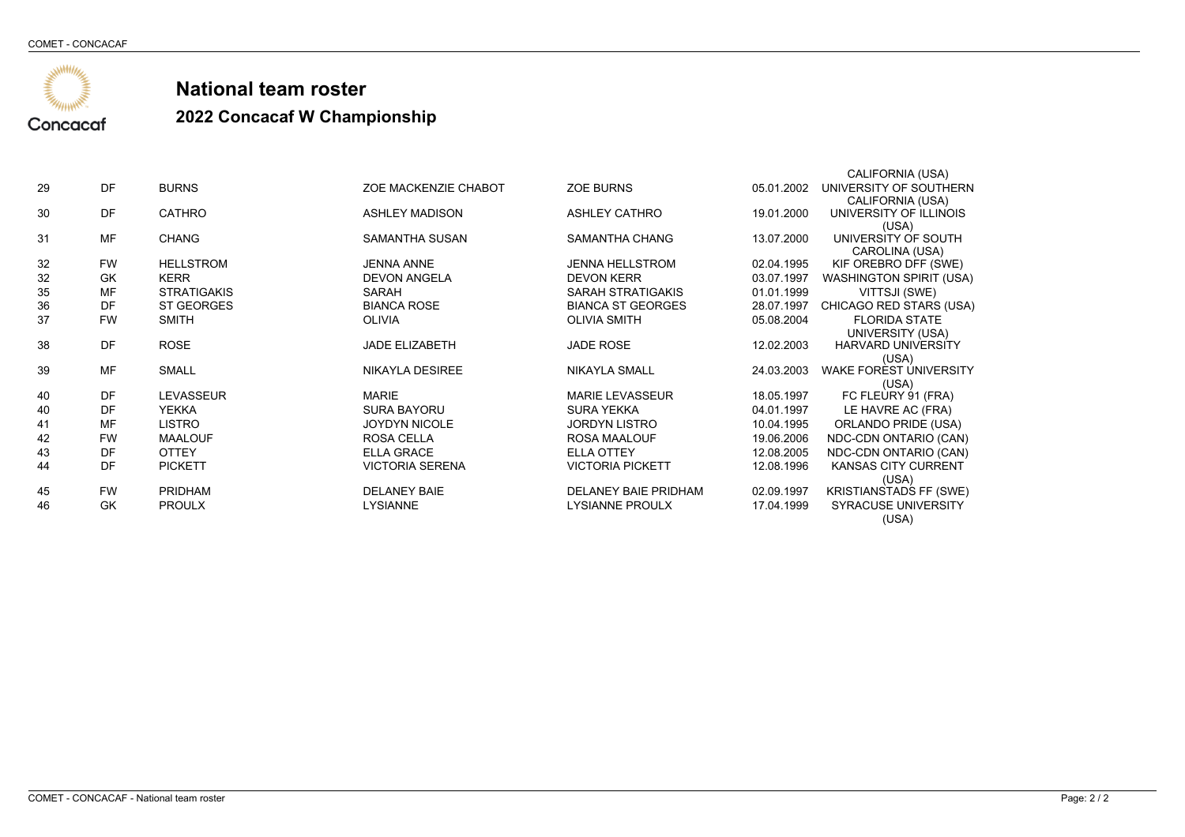# National team roster

## 2022 Concacaf W Championship

| | | | | | | |
|---|---|---|---|---|---|---|
| | | | | | | CALIFORNIA (USA) |
| 29 | DF | BURNS | ZOE MACKENZIE CHABOT | ZOE BURNS | 05.01.2002 | UNIVERSITY OF SOUTHERN CALIFORNIA (USA) |
| 30 | DF | CATHRO | ASHLEY MADISON | ASHLEY CATHRO | 19.01.2000 | UNIVERSITY OF ILLINOIS (USA) |
| 31 | MF | CHANG | SAMANTHA SUSAN | SAMANTHA CHANG | 13.07.2000 | UNIVERSITY OF SOUTH CAROLINA (USA) |
| 32 | FW | HELLSTROM | JENNA ANNE | JENNA HELLSTROM | 02.04.1995 | KIF OREBRO DFF (SWE) |
| 32 | GK | KERR | DEVON ANGELA | DEVON KERR | 03.07.1997 | WASHINGTON SPIRIT (USA) |
| 35 | MF | STRATIGAKIS | SARAH | SARAH STRATIGAKIS | 01.01.1999 | VITTSJI (SWE) |
| 36 | DF | ST GEORGES | BIANCA ROSE | BIANCA ST GEORGES | 28.07.1997 | CHICAGO RED STARS (USA) |
| 37 | FW | SMITH | OLIVIA | OLIVIA SMITH | 05.08.2004 | FLORIDA STATE UNIVERSITY (USA) |
| 38 | DF | ROSE | JADE ELIZABETH | JADE ROSE | 12.02.2003 | HARVARD UNIVERSITY (USA) |
| 39 | MF | SMALL | NIKAYLA DESIREE | NIKAYLA SMALL | 24.03.2003 | WAKE FOREST UNIVERSITY (USA) |
| 40 | DF | LEVASSEUR | MARIE | MARIE LEVASSEUR | 18.05.1997 | FC FLEURY 91 (FRA) |
| 40 | DF | YEKKA | SURA BAYORU | SURA YEKKA | 04.01.1997 | LE HAVRE AC (FRA) |
| 41 | MF | LISTRO | JOYDYN NICOLE | JORDYN LISTRO | 10.04.1995 | ORLANDO PRIDE (USA) |
| 42 | FW | MAALOUF | ROSA CELLA | ROSA MAALOUF | 19.06.2006 | NDC-CDN ONTARIO (CAN) |
| 43 | DF | OTTEY | ELLA GRACE | ELLA OTTEY | 12.08.2005 | NDC-CDN ONTARIO (CAN) |
| 44 | DF | PICKETT | VICTORIA SERENA | VICTORIA PICKETT | 12.08.1996 | KANSAS CITY CURRENT (USA) |
| 45 | FW | PRIDHAM | DELANEY BAIE | DELANEY BAIE PRIDHAM | 02.09.1997 | KRISTIANSTADS FF (SWE) |
| 46 | GK | PROULX | LYSIANNE | LYSIANNE PROULX | 17.04.1999 | SYRACUSE UNIVERSITY (USA) |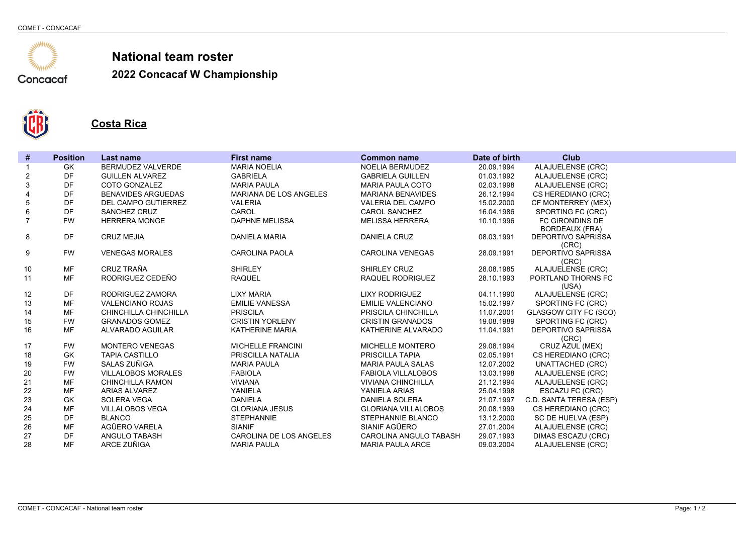# National team roster

## 2022 Concacaf W Championship

## Costa Rica

| # | Position | Last name | First name | Common name | Date of birth | Club |
|---|---|---|---|---|---|---|
| 1 | GK | BERMUDEZ VALVERDE | MARIA NOELIA | NOELIA BERMUDEZ | 20.09.1994 | ALAJUELENSE (CRC) |
| 2 | DF | GUILLEN ALVAREZ | GABRIELA | GABRIELA GUILLEN | 01.03.1992 | ALAJUELENSE (CRC) |
| 3 | DF | COTO GONZALEZ | MARIA PAULA | MARIA PAULA COTO | 02.03.1998 | ALAJUELENSE (CRC) |
| 4 | DF | BENAVIDES ARGUEDAS | MARIANA DE LOS ANGELES | MARIANA BENAVIDES | 26.12.1994 | CS HEREDIANO (CRC) |
| 5 | DF | DEL CAMPO GUTIERREZ | VALERIA | VALERIA DEL CAMPO | 15.02.2000 | CF MONTERREY (MEX) |
| 6 | DF | SANCHEZ CRUZ | CAROL | CAROL SANCHEZ | 16.04.1986 | SPORTING FC (CRC) |
| 7 | FW | HERRERA MONGE | DAPHNE MELISSA | MELISSA HERRERA | 10.10.1996 | FC GIRONDINS DE BORDEAUX (FRA) |
| 8 | DF | CRUZ MEJIA | DANIELA MARIA | DANIELA CRUZ | 08.03.1991 | DEPORTIVO SAPRISSA (CRC) |
| 9 | FW | VENEGAS MORALES | CAROLINA PAOLA | CAROLINA VENEGAS | 28.09.1991 | DEPORTIVO SAPRISSA (CRC) |
| 10 | MF | CRUZ TRAÑA | SHIRLEY | SHIRLEY CRUZ | 28.08.1985 | ALAJUELENSE (CRC) |
| 11 | MF | RODRIGUEZ CEDEÑO | RAQUEL | RAQUEL RODRIGUEZ | 28.10.1993 | PORTLAND THORNS FC (USA) |
| 12 | DF | RODRIGUEZ ZAMORA | LIXY MARIA | LIXY RODRIGUEZ | 04.11.1990 | ALAJUELENSE (CRC) |
| 13 | MF | VALENCIANO ROJAS | EMILIE VANESSA | EMILIE VALENCIANO | 15.02.1997 | SPORTING FC (CRC) |
| 14 | MF | CHINCHILLA CHINCHILLA | PRISCILA | PRISCILA CHINCHILLA | 11.07.2001 | GLASGOW CITY FC (SCO) |
| 15 | FW | GRANADOS GOMEZ | CRISTIN YORLENY | CRISTIN GRANADOS | 19.08.1989 | SPORTING FC (CRC) |
| 16 | MF | ALVARADO AGUILAR | KATHERINE MARIA | KATHERINE ALVARADO | 11.04.1991 | DEPORTIVO SAPRISSA (CRC) |
| 17 | FW | MONTERO VENEGAS | MICHELLE FRANCINI | MICHELLE MONTERO | 29.08.1994 | CRUZ AZUL (MEX) |
| 18 | GK | TAPIA CASTILLO | PRISCILLA NATALIA | PRISCILLA TAPIA | 02.05.1991 | CS HEREDIANO (CRC) |
| 19 | FW | SALAS ZUÑIGA | MARIA PAULA | MARIA PAULA SALAS | 12.07.2002 | UNATTACHED (CRC) |
| 20 | FW | VILLALOBOS MORALES | FABIOLA | FABIOLA VILLALOBOS | 13.03.1998 | ALAJUELENSE (CRC) |
| 21 | MF | CHINCHILLA RAMON | VIVIANA | VIVIANA CHINCHILLA | 21.12.1994 | ALAJUELENSE (CRC) |
| 22 | MF | ARIAS ALVAREZ | YANIELA | YANIELA ARIAS | 25.04.1998 | ESCAZU FC (CRC) |
| 23 | GK | SOLERA VEGA | DANIELA | DANIELA SOLERA | 21.07.1997 | C.D. SANTA TERESA (ESP) |
| 24 | MF | VILLALOBOS VEGA | GLORIANA JESUS | GLORIANA VILLALOBOS | 20.08.1999 | CS HEREDIANO (CRC) |
| 25 | DF | BLANCO | STEPHANNIE | STEPHANNIE BLANCO | 13.12.2000 | SC DE HUELVA (ESP) |
| 26 | MF | AGÜERO VARELA | SIANIF | SIANIF AGÜERO | 27.01.2004 | ALAJUELENSE (CRC) |
| 27 | DF | ANGULO TABASH | CAROLINA DE LOS ANGELES | CAROLINA ANGULO TABASH | 29.07.1993 | DIMAS ESCAZU (CRC) |
| 28 | MF | ARCE ZUÑIGA | MARIA PAULA | MARIA PAULA ARCE | 09.03.2004 | ALAJUELENSE (CRC) |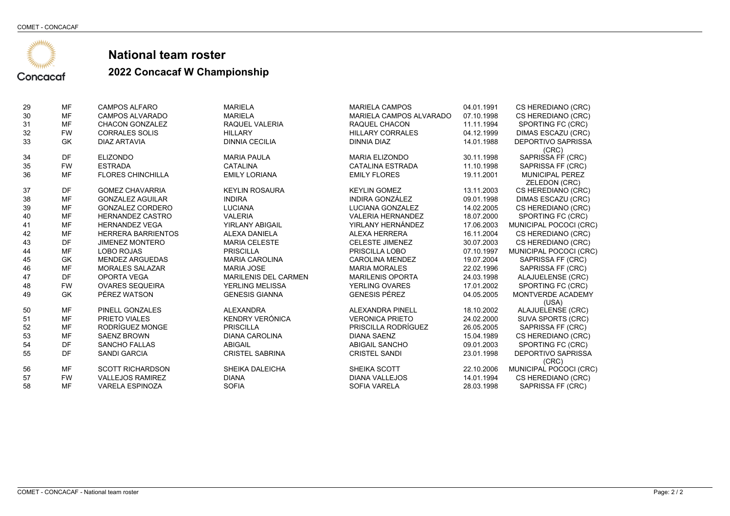# National team roster

## 2022 Concacaf W Championship

| | | | | | | |
|---|---|---|---|---|---|---|
| 29 | MF | CAMPOS ALFARO | MARIELA | MARIELA CAMPOS | 04.01.1991 | CS HEREDIANO (CRC) |
| 30 | MF | CAMPOS ALVARADO | MARIELA | MARIELA CAMPOS ALVARADO | 07.10.1998 | CS HEREDIANO (CRC) |
| 31 | MF | CHACON GONZALEZ | RAQUEL VALERIA | RAQUEL CHACON | 11.11.1994 | SPORTING FC (CRC) |
| 32 | FW | CORRALES SOLIS | HILLARY | HILLARY CORRALES | 04.12.1999 | DIMAS ESCAZU (CRC) |
| 33 | GK | DIAZ ARTAVIA | DINNIA CECILIA | DINNIA DIAZ | 14.01.1988 | DEPORTIVO SAPRISSA (CRC) |
| 34 | DF | ELIZONDO | MARIA PAULA | MARIA ELIZONDO | 30.11.1998 | SAPRISSA FF (CRC) |
| 35 | FW | ESTRADA | CATALINA | CATALINA ESTRADA | 11.10.1998 | SAPRISSA FF (CRC) |
| 36 | MF | FLORES CHINCHILLA | EMILY LORIANA | EMILY FLORES | 19.11.2001 | MUNICIPAL PEREZ ZELEDON (CRC) |
| 37 | DF | GOMEZ CHAVARRIA | KEYLIN ROSAURA | KEYLIN GOMEZ | 13.11.2003 | CS HEREDIANO (CRC) |
| 38 | MF | GONZALEZ AGUILAR | INDIRA | INDIRA GONZÁLEZ | 09.01.1998 | DIMAS ESCAZU (CRC) |
| 39 | MF | GONZALEZ CORDERO | LUCIANA | LUCIANA GONZALEZ | 14.02.2005 | CS HEREDIANO (CRC) |
| 40 | MF | HERNANDEZ CASTRO | VALERIA | VALERIA HERNANDEZ | 18.07.2000 | SPORTING FC (CRC) |
| 41 | MF | HERNANDEZ VEGA | YIRLANY ABIGAIL | YIRLANY HERNÁNDEZ | 17.06.2003 | MUNICIPAL POCOCI (CRC) |
| 42 | MF | HERRERA BARRIENTOS | ALEXA DANIELA | ALEXA HERRERA | 16.11.2004 | CS HEREDIANO (CRC) |
| 43 | DF | JIMENEZ MONTERO | MARIA CELESTE | CELESTE JIMENEZ | 30.07.2003 | CS HEREDIANO (CRC) |
| 44 | MF | LOBO ROJAS | PRISCILLA | PRISCILLA LOBO | 07.10.1997 | MUNICIPAL POCOCI (CRC) |
| 45 | GK | MENDEZ ARGUEDAS | MARIA CAROLINA | CAROLINA MENDEZ | 19.07.2004 | SAPRISSA FF (CRC) |
| 46 | MF | MORALES SALAZAR | MARIA JOSE | MARIA MORALES | 22.02.1996 | SAPRISSA FF (CRC) |
| 47 | DF | OPORTA VEGA | MARILENIS DEL CARMEN | MARILENIS OPORTA | 24.03.1998 | ALAJUELENSE (CRC) |
| 48 | FW | OVARES SEQUEIRA | YERLING MELISSA | YERLING OVARES | 17.01.2002 | SPORTING FC (CRC) |
| 49 | GK | PÉREZ WATSON | GENESIS GIANNA | GENESIS PÉREZ | 04.05.2005 | MONTVERDE ACADEMY (USA) |
| 50 | MF | PINELL GONZALES | ALEXANDRA | ALEXANDRA PINELL | 18.10.2002 | ALAJUELENSE (CRC) |
| 51 | MF | PRIETO VIALES | KENDRY VERÓNICA | VERONICA PRIETO | 24.02.2000 | SUVA SPORTS (CRC) |
| 52 | MF | RODRÍGUEZ MONGE | PRISCILLA | PRISCILLA RODRÍGUEZ | 26.05.2005 | SAPRISSA FF (CRC) |
| 53 | MF | SAENZ BROWN | DIANA CAROLINA | DIANA SAENZ | 15.04.1989 | CS HEREDIANO (CRC) |
| 54 | DF | SANCHO FALLAS | ABIGAIL | ABIGAIL SANCHO | 09.01.2003 | SPORTING FC (CRC) |
| 55 | DF | SANDI GARCIA | CRISTEL SABRINA | CRISTEL SANDI | 23.01.1998 | DEPORTIVO SAPRISSA (CRC) |
| 56 | MF | SCOTT RICHARDSON | SHEIKA DALEICHA | SHEIKA SCOTT | 22.10.2006 | MUNICIPAL POCOCI (CRC) |
| 57 | FW | VALLEJOS RAMIREZ | DIANA | DIANA VALLEJOS | 14.01.1994 | CS HEREDIANO (CRC) |
| 58 | MF | VARELA ESPINOZA | SOFIA | SOFIA VARELA | 28.03.1998 | SAPRISSA FF (CRC) |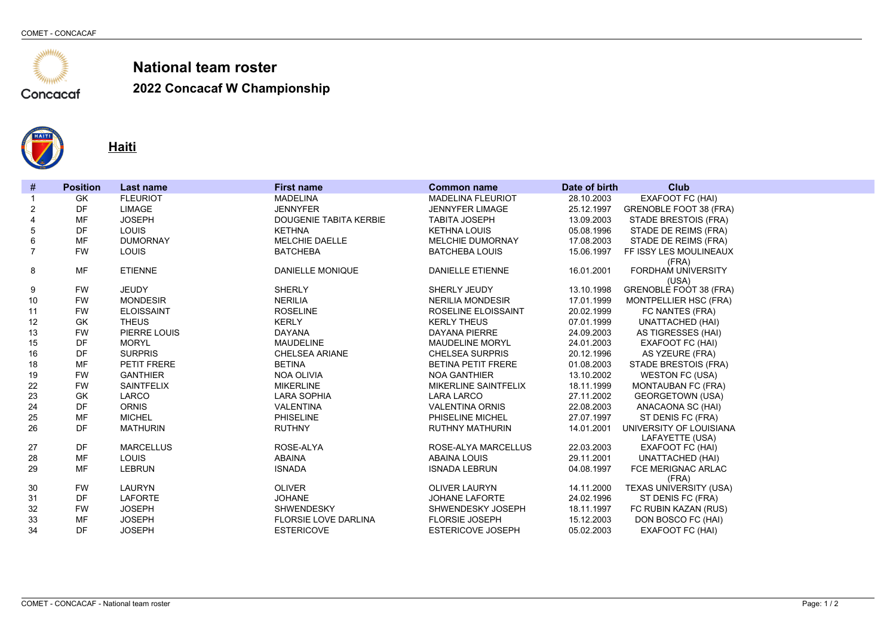# National team roster

## 2022 Concacaf W Championship

### Haiti

| # | Position | Last name | First name | Common name | Date of birth | Club |
|---|---|---|---|---|---|---|
| 1 | GK | FLEURIOT | MADELINA | MADELINA FLEURIOT | 28.10.2003 | EXAFOOT FC (HAI) |
| 2 | DF | LIMAGE | JENNYFER | JENNYFER LIMAGE | 25.12.1997 | GRENOBLE FOOT 38 (FRA) |
| 4 | MF | JOSEPH | DOUGENIE TABITA KERBIE | TABITA JOSEPH | 13.09.2003 | STADE BRESTOIS (FRA) |
| 5 | DF | LOUIS | KETHNA | KETHNA LOUIS | 05.08.1996 | STADE DE REIMS (FRA) |
| 6 | MF | DUMORNAY | MELCHIE DAELLE | MELCHIE DUMORNAY | 17.08.2003 | STADE DE REIMS (FRA) |
| 7 | FW | LOUIS | BATCHEBA | BATCHEBA LOUIS | 15.06.1997 | FF ISSY LES MOULINEAUX (FRA) |
| 8 | MF | ETIENNE | DANIELLE MONIQUE | DANIELLE ETIENNE | 16.01.2001 | FORDHAM UNIVERSITY (USA) |
| 9 | FW | JEUDY | SHERLY | SHERLY JEUDY | 13.10.1998 | GRENOBLE FOOT 38 (FRA) |
| 10 | FW | MONDESIR | NERILIA | NERILIA MONDESIR | 17.01.1999 | MONTPELLIER HSC (FRA) |
| 11 | FW | ELOISSAINT | ROSELINE | ROSELINE ELOISSAINT | 20.02.1999 | FC NANTES (FRA) |
| 12 | GK | THEUS | KERLY | KERLY THEUS | 07.01.1999 | UNATTACHED (HAI) |
| 13 | FW | PIERRE LOUIS | DAYANA | DAYANA PIERRE | 24.09.2003 | AS TIGRESSES (HAI) |
| 15 | DF | MORYL | MAUDELINE | MAUDELINE MORYL | 24.01.2003 | EXAFOOT FC (HAI) |
| 16 | DF | SURPRIS | CHELSEA ARIANE | CHELSEA SURPRIS | 20.12.1996 | AS YZEURE (FRA) |
| 18 | MF | PETIT FRERE | BETINA | BETINA PETIT FRERE | 01.08.2003 | STADE BRESTOIS (FRA) |
| 19 | FW | GANTHIER | NOA OLIVIA | NOA GANTHIER | 13.10.2002 | WESTON FC (USA) |
| 22 | FW | SAINTFELIX | MIKERLINE | MIKERLINE SAINTFELIX | 18.11.1999 | MONTAUBAN FC (FRA) |
| 23 | GK | LARCO | LARA SOPHIA | LARA LARCO | 27.11.2002 | GEORGETOWN (USA) |
| 24 | DF | ORNIS | VALENTINA | VALENTINA ORNIS | 22.08.2003 | ANACAONA SC (HAI) |
| 25 | MF | MICHEL | PHISELINE | PHISELINE MICHEL | 27.07.1997 | ST DENIS FC (FRA) |
| 26 | DF | MATHURIN | RUTHNY | RUTHNY MATHURIN | 14.01.2001 | UNIVERSITY OF LOUISIANA LAFAYETTE (USA) |
| 27 | DF | MARCELLUS | ROSE-ALYA | ROSE-ALYA MARCELLUS | 22.03.2003 | EXAFOOT FC (HAI) |
| 28 | MF | LOUIS | ABAINA | ABAINA LOUIS | 29.11.2001 | UNATTACHED (HAI) |
| 29 | MF | LEBRUN | ISNADA | ISNADA LEBRUN | 04.08.1997 | FCE MERIGNAC ARLAC (FRA) |
| 30 | FW | LAURYN | OLIVER | OLIVER LAURYN | 14.11.2000 | TEXAS UNIVERSITY (USA) |
| 31 | DF | LAFORTE | JOHANE | JOHANE LAFORTE | 24.02.1996 | ST DENIS FC (FRA) |
| 32 | FW | JOSEPH | SHWENDESKY | SHWENDESKY JOSEPH | 18.11.1997 | FC RUBIN KAZAN (RUS) |
| 33 | MF | JOSEPH | FLORSIE LOVE DARLINA | FLORSIE JOSEPH | 15.12.2003 | DON BOSCO FC (HAI) |
| 34 | DF | JOSEPH | ESTERICOVE | ESTERICOVE JOSEPH | 05.02.2003 | EXAFOOT FC (HAI) |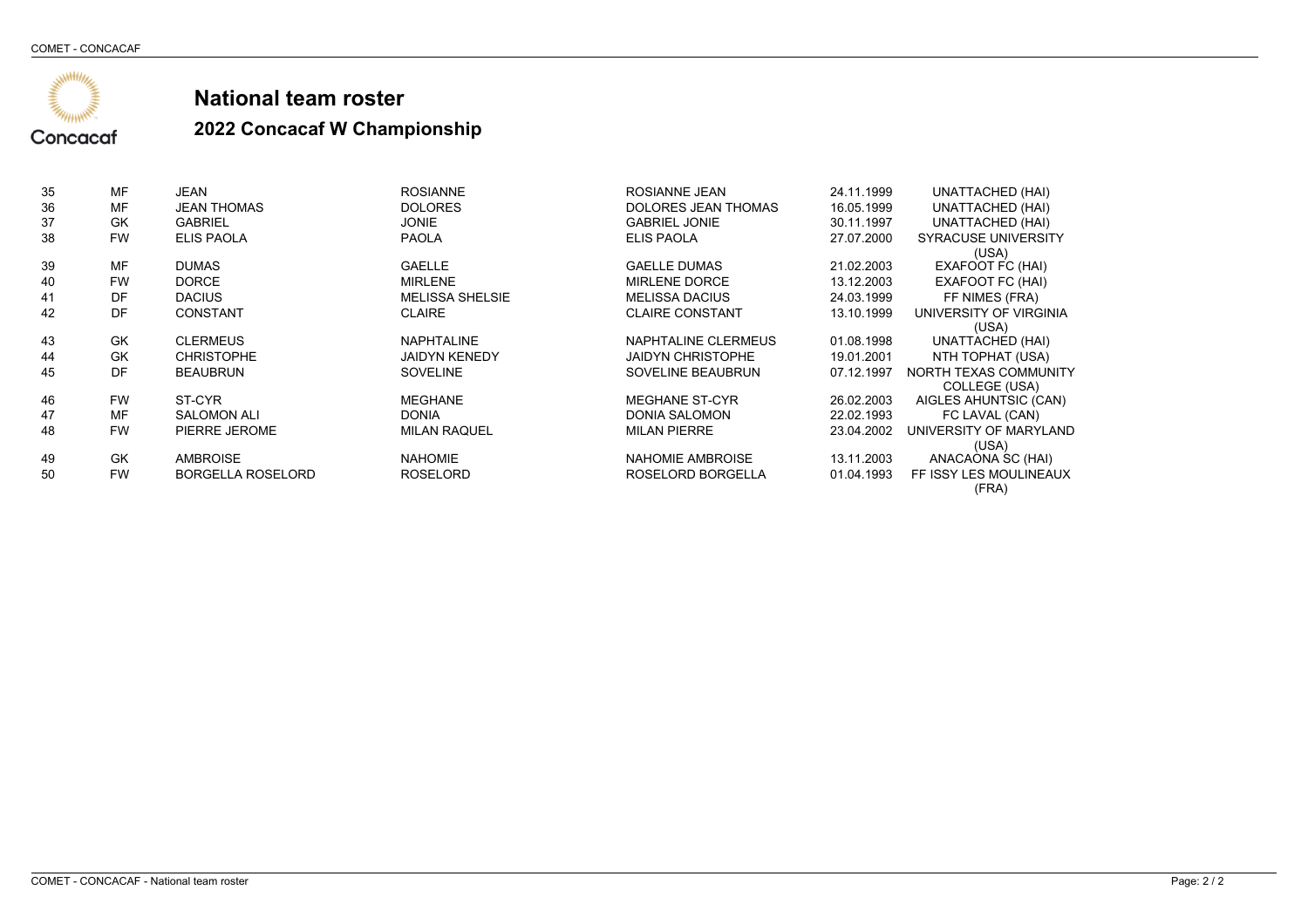# National team roster

## 2022 Concacaf W Championship

| | | | | | | |
|---|---|---|---|---|---|---|
| 35 | MF | JEAN | ROSIANNE | ROSIANNE JEAN | 24.11.1999 | UNATTACHED (HAI) |
| 36 | MF | JEAN THOMAS | DOLORES | DOLORES JEAN THOMAS | 16.05.1999 | UNATTACHED (HAI) |
| 37 | GK | GABRIEL | JONIE | GABRIEL JONIE | 30.11.1997 | UNATTACHED (HAI) |
| 38 | FW | ELIS PAOLA | PAOLA | ELIS PAOLA | 27.07.2000 | SYRACUSE UNIVERSITY (USA) |
| 39 | MF | DUMAS | GAELLE | GAELLE DUMAS | 21.02.2003 | EXAFOOT FC (HAI) |
| 40 | FW | DORCE | MIRLENE | MIRLENE DORCE | 13.12.2003 | EXAFOOT FC (HAI) |
| 41 | DF | DACIUS | MELISSA SHELSIE | MELISSA DACIUS | 24.03.1999 | FF NIMES (FRA) |
| 42 | DF | CONSTANT | CLAIRE | CLAIRE CONSTANT | 13.10.1999 | UNIVERSITY OF VIRGINIA (USA) |
| 43 | GK | CLERMEUS | NAPHTALINE | NAPHTALINE CLERMEUS | 01.08.1998 | UNATTACHED (HAI) |
| 44 | GK | CHRISTOPHE | JAIDYN KENEDY | JAIDYN CHRISTOPHE | 19.01.2001 | NTH TOPHAT (USA) |
| 45 | DF | BEAUBRUN | SOVELINE | SOVELINE BEAUBRUN | 07.12.1997 | NORTH TEXAS COMMUNITY COLLEGE (USA) |
| 46 | FW | ST-CYR | MEGHANE | MEGHANE ST-CYR | 26.02.2003 | AIGLES AHUNTSIC (CAN) |
| 47 | MF | SALOMON ALI | DONIA | DONIA SALOMON | 22.02.1993 | FC LAVAL (CAN) |
| 48 | FW | PIERRE JEROME | MILAN RAQUEL | MILAN PIERRE | 23.04.2002 | UNIVERSITY OF MARYLAND (USA) |
| 49 | GK | AMBROISE | NAHOMIE | NAHOMIE AMBROISE | 13.11.2003 | ANACAONA SC (HAI) |
| 50 | FW | BORGELLA ROSELORD | ROSELORD | ROSELORD BORGELLA | 01.04.1993 | FF ISSY LES MOULINEAUX (FRA) |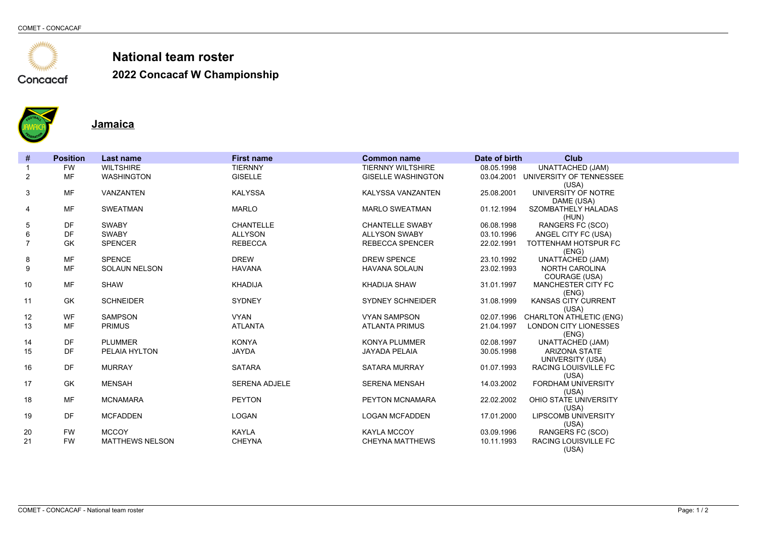Concacaf

# National team roster

## 2022 Concacaf W Championship

### Jamaica

| # | Position | Last name | First name | Common name | Date of birth | Club |
|---|---|---|---|---|---|---|
| 1 | FW | WILTSHIRE | TIERNNY | TIERNNY WILTSHIRE | 08.05.1998 | UNATTACHED (JAM) |
| 2 | MF | WASHINGTON | GISELLE | GISELLE WASHINGTON | 03.04.2001 | UNIVERSITY OF TENNESSEE (USA) |
| 3 | MF | VANZANTEN | KALYSSA | KALYSSA VANZANTEN | 25.08.2001 | UNIVERSITY OF NOTRE DAME (USA) |
| 4 | MF | SWEATMAN | MARLO | MARLO SWEATMAN | 01.12.1994 | SZOMBATHELY HALADAS (HUN) |
| 5 | DF | SWABY | CHANTELLE | CHANTELLE SWABY | 06.08.1998 | RANGERS FC (SCO) |
| 6 | DF | SWABY | ALLYSON | ALLYSON SWABY | 03.10.1996 | ANGEL CITY FC (USA) |
| 7 | GK | SPENCER | REBECCA | REBECCA SPENCER | 22.02.1991 | TOTTENHAM HOTSPUR FC (ENG) |
| 8 | MF | SPENCE | DREW | DREW SPENCE | 23.10.1992 | UNATTACHED (JAM) |
| 9 | MF | SOLAUN NELSON | HAVANA | HAVANA SOLAUN | 23.02.1993 | NORTH CAROLINA COURAGE (USA) |
| 10 | MF | SHAW | KHADIJA | KHADIJA SHAW | 31.01.1997 | MANCHESTER CITY FC (ENG) |
| 11 | GK | SCHNEIDER | SYDNEY | SYDNEY SCHNEIDER | 31.08.1999 | KANSAS CITY CURRENT (USA) |
| 12 | WF | SAMPSON | VYAN | VYAN SAMPSON | 02.07.1996 | CHARLTON ATHLETIC (ENG) |
| 13 | MF | PRIMUS | ATLANTA | ATLANTA PRIMUS | 21.04.1997 | LONDON CITY LIONESSES (ENG) |
| 14 | DF | PLUMMER | KONYA | KONYA PLUMMER | 02.08.1997 | UNATTACHED (JAM) |
| 15 | DF | PELAIA HYLTON | JAYDA | JAYADA PELAIA | 30.05.1998 | ARIZONA STATE UNIVERSITY (USA) |
| 16 | DF | MURRAY | SATARA | SATARA MURRAY | 01.07.1993 | RACING LOUISVILLE FC (USA) |
| 17 | GK | MENSAH | SERENA ADJELE | SERENA MENSAH | 14.03.2002 | FORDHAM UNIVERSITY (USA) |
| 18 | MF | MCNAMARA | PEYTON | PEYTON MCNAMARA | 22.02.2002 | OHIO STATE UNIVERSITY (USA) |
| 19 | DF | MCFADDEN | LOGAN | LOGAN MCFADDEN | 17.01.2000 | LIPSCOMB UNIVERSITY (USA) |
| 20 | FW | MCCOY | KAYLA | KAYLA MCCOY | 03.09.1996 | RANGERS FC (SCO) |
| 21 | FW | MATTHEWS NELSON | CHEYNA | CHEYNA MATTHEWS | 10.11.1993 | RACING LOUISVILLE FC (USA) |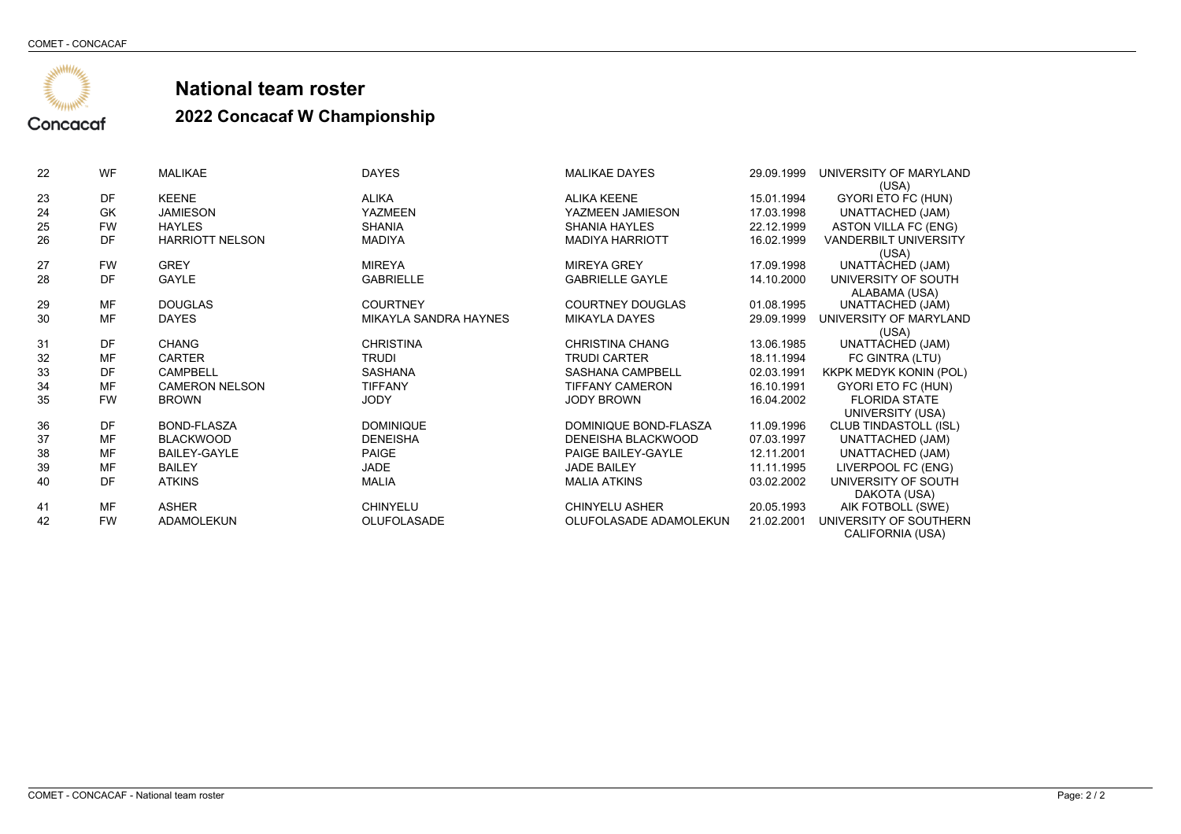# National team roster

## 2022 Concacaf W Championship

| | | | | | | |
|---|---|---|---|---|---|---|
| 22 | WF | MALIKAE | DAYES | MALIKAE DAYES | 29.09.1999 | UNIVERSITY OF MARYLAND (USA) |
| 23 | DF | KEENE | ALIKA | ALIKA KEENE | 15.01.1994 | GYORI ETO FC (HUN) |
| 24 | GK | JAMIESON | YAZMEEN | YAZMEEN JAMIESON | 17.03.1998 | UNATTACHED (JAM) |
| 25 | FW | HAYLES | SHANIA | SHANIA HAYLES | 22.12.1999 | ASTON VILLA FC (ENG) |
| 26 | DF | HARRIOTT NELSON | MADIYA | MADIYA HARRIOTT | 16.02.1999 | VANDERBILT UNIVERSITY (USA) |
| 27 | FW | GREY | MIREYA | MIREYA GREY | 17.09.1998 | UNATTACHED (JAM) |
| 28 | DF | GAYLE | GABRIELLE | GABRIELLE GAYLE | 14.10.2000 | UNIVERSITY OF SOUTH ALABAMA (USA) |
| 29 | MF | DOUGLAS | COURTNEY | COURTNEY DOUGLAS | 01.08.1995 | UNATTACHED (JAM) |
| 30 | MF | DAYES | MIKAYLA SANDRA HAYNES | MIKAYLA DAYES | 29.09.1999 | UNIVERSITY OF MARYLAND (USA) |
| 31 | DF | CHANG | CHRISTINA | CHRISTINA CHANG | 13.06.1985 | UNATTACHED (JAM) |
| 32 | MF | CARTER | TRUDI | TRUDI CARTER | 18.11.1994 | FC GINTRA (LTU) |
| 33 | DF | CAMPBELL | SASHANA | SASHANA CAMPBELL | 02.03.1991 | KKPK MEDYK KONIN (POL) |
| 34 | MF | CAMERON NELSON | TIFFANY | TIFFANY CAMERON | 16.10.1991 | GYORI ETO FC (HUN) |
| 35 | FW | BROWN | JODY | JODY BROWN | 16.04.2002 | FLORIDA STATE UNIVERSITY (USA) |
| 36 | DF | BOND-FLASZA | DOMINIQUE | DOMINIQUE BOND-FLASZA | 11.09.1996 | CLUB TINDASTOLL (ISL) |
| 37 | MF | BLACKWOOD | DENEISHA | DENEISHA BLACKWOOD | 07.03.1997 | UNATTACHED (JAM) |
| 38 | MF | BAILEY-GAYLE | PAIGE | PAIGE BAILEY-GAYLE | 12.11.2001 | UNATTACHED (JAM) |
| 39 | MF | BAILEY | JADE | JADE BAILEY | 11.11.1995 | LIVERPOOL FC (ENG) |
| 40 | DF | ATKINS | MALIA | MALIA ATKINS | 03.02.2002 | UNIVERSITY OF SOUTH DAKOTA (USA) |
| 41 | MF | ASHER | CHINYELU | CHINYELU ASHER | 20.05.1993 | AIK FOTBOLL (SWE) |
| 42 | FW | ADAMOLEKUN | OLUFOLASADE | OLUFOLASADE ADAMOLEKUN | 21.02.2001 | UNIVERSITY OF SOUTHERN CALIFORNIA (USA) |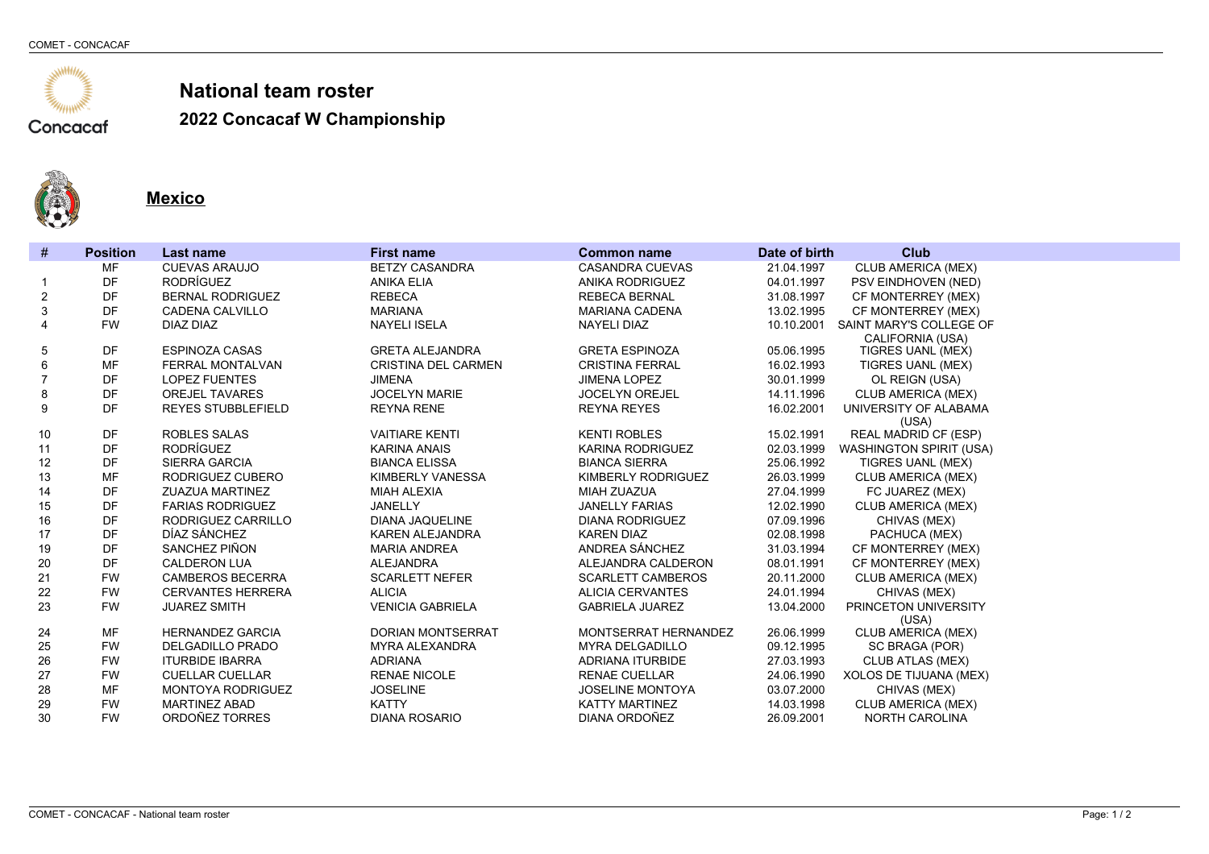# National team roster

## 2022 Concacaf W Championship

### Mexico

| # | Position | Last name | First name | Common name | Date of birth | Club |
|---|---|---|---|---|---|---|
| | MF | CUEVAS ARAUJO | BETZY CASANDRA | CASANDRA CUEVAS | 21.04.1997 | CLUB AMERICA (MEX) |
| 1 | DF | RODRÍGUEZ | ANIKA ELIA | ANIKA RODRIGUEZ | 04.01.1997 | PSV EINDHOVEN (NED) |
| 2 | DF | BERNAL RODRIGUEZ | REBECA | REBECA BERNAL | 31.08.1997 | CF MONTERREY (MEX) |
| 3 | DF | CADENA CALVILLO | MARIANA | MARIANA CADENA | 13.02.1995 | CF MONTERREY (MEX) |
| 4 | FW | DIAZ DIAZ | NAYELI ISELA | NAYELI DIAZ | 10.10.2001 | SAINT MARY'S COLLEGE OF CALIFORNIA (USA) |
| 5 | DF | ESPINOZA CASAS | GRETA ALEJANDRA | GRETA ESPINOZA | 05.06.1995 | TIGRES UANL (MEX) |
| 6 | MF | FERRAL MONTALVAN | CRISTINA DEL CARMEN | CRISTINA FERRAL | 16.02.1993 | TIGRES UANL (MEX) |
| 7 | DF | LOPEZ FUENTES | JIMENA | JIMENA LOPEZ | 30.01.1999 | OL REIGN (USA) |
| 8 | DF | OREJEL TAVARES | JOCELYN MARIE | JOCELYN OREJEL | 14.11.1996 | CLUB AMERICA (MEX) |
| 9 | DF | REYES STUBBLEFIELD | REYNA RENE | REYNA REYES | 16.02.2001 | UNIVERSITY OF ALABAMA (USA) |
| 10 | DF | ROBLES SALAS | VAITIARE KENTI | KENTI ROBLES | 15.02.1991 | REAL MADRID CF (ESP) |
| 11 | DF | RODRÍGUEZ | KARINA ANAIS | KARINA RODRIGUEZ | 02.03.1999 | WASHINGTON SPIRIT (USA) |
| 12 | DF | SIERRA GARCIA | BIANCA ELISSA | BIANCA SIERRA | 25.06.1992 | TIGRES UANL (MEX) |
| 13 | MF | RODRIGUEZ CUBERO | KIMBERLY VANESSA | KIMBERLY RODRIGUEZ | 26.03.1999 | CLUB AMERICA (MEX) |
| 14 | DF | ZUAZUA MARTINEZ | MIAH ALEXIA | MIAH ZUAZUA | 27.04.1999 | FC JUAREZ (MEX) |
| 15 | DF | FARIAS RODRIGUEZ | JANELLY | JANELLY FARIAS | 12.02.1990 | CLUB AMERICA (MEX) |
| 16 | DF | RODRIGUEZ CARRILLO | DIANA JAQUELINE | DIANA RODRIGUEZ | 07.09.1996 | CHIVAS (MEX) |
| 17 | DF | DÍAZ SÁNCHEZ | KAREN ALEJANDRA | KAREN DIAZ | 02.08.1998 | PACHUCA (MEX) |
| 19 | DF | SANCHEZ PIÑON | MARIA ANDREA | ANDREA SÁNCHEZ | 31.03.1994 | CF MONTERREY (MEX) |
| 20 | DF | CALDERON LUA | ALEJANDRA | ALEJANDRA CALDERON | 08.01.1991 | CF MONTERREY (MEX) |
| 21 | FW | CAMBEROS BECERRA | SCARLETT NEFER | SCARLETT CAMBEROS | 20.11.2000 | CLUB AMERICA (MEX) |
| 22 | FW | CERVANTES HERRERA | ALICIA | ALICIA CERVANTES | 24.01.1994 | CHIVAS (MEX) |
| 23 | FW | JUAREZ SMITH | VENICIA GABRIELA | GABRIELA JUAREZ | 13.04.2000 | PRINCETON UNIVERSITY (USA) |
| 24 | MF | HERNANDEZ GARCIA | DORIAN MONTSERRAT | MONTSERRAT HERNANDEZ | 26.06.1999 | CLUB AMERICA (MEX) |
| 25 | FW | DELGADILLO PRADO | MYRA ALEXANDRA | MYRA DELGADILLO | 09.12.1995 | SC BRAGA (POR) |
| 26 | FW | ITURBIDE IBARRA | ADRIANA | ADRIANA ITURBIDE | 27.03.1993 | CLUB ATLAS (MEX) |
| 27 | FW | CUELLAR CUELLAR | RENAE NICOLE | RENAE CUELLAR | 24.06.1990 | XOLOS DE TIJUANA (MEX) |
| 28 | MF | MONTOYA RODRIGUEZ | JOSELINE | JOSELINE MONTOYA | 03.07.2000 | CHIVAS (MEX) |
| 29 | FW | MARTINEZ ABAD | KATTY | KATTY MARTINEZ | 14.03.1998 | CLUB AMERICA (MEX) |
| 30 | FW | ORDOÑEZ TORRES | DIANA ROSARIO | DIANA ORDOÑEZ | 26.09.2001 | NORTH CAROLINA |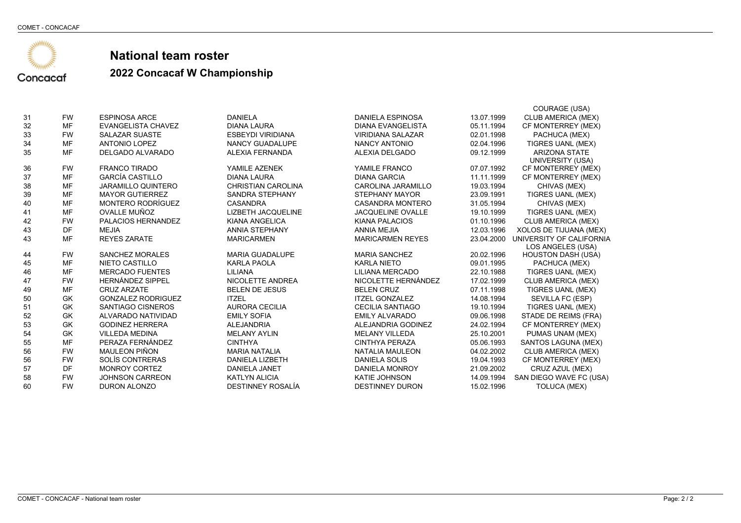# National team roster

## 2022 Concacaf W Championship

| | | | | | | |
|---|---|---|---|---|---|---|
| | | | | | | COURAGE (USA) |
| 31 | FW | ESPINOSA ARCE | DANIELA | DANIELA ESPINOSA | 13.07.1999 | CLUB AMERICA (MEX) |
| 32 | MF | EVANGELISTA CHAVEZ | DIANA LAURA | DIANA EVANGELISTA | 05.11.1994 | CF MONTERREY (MEX) |
| 33 | FW | SALAZAR SUASTE | ESBEYDI VIRIDIANA | VIRIDIANA SALAZAR | 02.01.1998 | PACHUCA (MEX) |
| 34 | MF | ANTONIO LOPEZ | NANCY GUADALUPE | NANCY ANTONIO | 02.04.1996 | TIGRES UANL (MEX) |
| 35 | MF | DELGADO ALVARADO | ALEXIA FERNANDA | ALEXIA DELGADO | 09.12.1999 | ARIZONA STATE UNIVERSITY (USA) |
| 36 | FW | FRANCO TIRADO | YAMILE AZENEK | YAMILE FRANCO | 07.07.1992 | CF MONTERREY (MEX) |
| 37 | MF | GARCÍA CASTILLO | DIANA LAURA | DIANA GARCIA | 11.11.1999 | CF MONTERREY (MEX) |
| 38 | MF | JARAMILLO QUINTERO | CHRISTIAN CAROLINA | CAROLINA JARAMILLO | 19.03.1994 | CHIVAS (MEX) |
| 39 | MF | MAYOR GUTIERREZ | SANDRA STEPHANY | STEPHANY MAYOR | 23.09.1991 | TIGRES UANL (MEX) |
| 40 | MF | MONTERO RODRÍGUEZ | CASANDRA | CASANDRA MONTERO | 31.05.1994 | CHIVAS (MEX) |
| 41 | MF | OVALLE MUÑOZ | LIZBETH JACQUELINE | JACQUELINE OVALLE | 19.10.1999 | TIGRES UANL (MEX) |
| 42 | FW | PALACIOS HERNANDEZ | KIANA ANGELICA | KIANA PALACIOS | 01.10.1996 | CLUB AMERICA (MEX) |
| 43 | DF | MEJIA | ANNIA STEPHANY | ANNIA MEJIA | 12.03.1996 | XOLOS DE TIJUANA (MEX) |
| 43 | MF | REYES ZARATE | MARICARMEN | MARICARMEN REYES | 23.04.2000 | UNIVERSITY OF CALIFORNIA LOS ANGELES (USA) |
| 44 | FW | SANCHEZ MORALES | MARIA GUADALUPE | MARIA SANCHEZ | 20.02.1996 | HOUSTON DASH (USA) |
| 45 | MF | NIETO CASTILLO | KARLA PAOLA | KARLA NIETO | 09.01.1995 | PACHUCA (MEX) |
| 46 | MF | MERCADO FUENTES | LILIANA | LILIANA MERCADO | 22.10.1988 | TIGRES UANL (MEX) |
| 47 | FW | HERNÁNDEZ SIPPEL | NICOLETTE ANDREA | NICOLETTE HERNÁNDEZ | 17.02.1999 | CLUB AMERICA (MEX) |
| 49 | MF | CRUZ ARZATE | BELEN DE JESUS | BELEN CRUZ | 07.11.1998 | TIGRES UANL (MEX) |
| 50 | GK | GONZALEZ RODRIGUEZ | ITZEL | ITZEL GONZALEZ | 14.08.1994 | SEVILLA FC (ESP) |
| 51 | GK | SANTIAGO CISNEROS | AURORA CECILIA | CECILIA SANTIAGO | 19.10.1994 | TIGRES UANL (MEX) |
| 52 | GK | ALVARADO NATIVIDAD | EMILY SOFIA | EMILY ALVARADO | 09.06.1998 | STADE DE REIMS (FRA) |
| 53 | GK | GODINEZ HERRERA | ALEJANDRIA | ALEJANDRIA GODINEZ | 24.02.1994 | CF MONTERREY (MEX) |
| 54 | GK | VILLEDA MEDINA | MELANY AYLIN | MELANY VILLEDA | 25.10.2001 | PUMAS UNAM (MEX) |
| 55 | MF | PERAZA FERNÁNDEZ | CINTHYA | CINTHYA PERAZA | 05.06.1993 | SANTOS LAGUNA (MEX) |
| 56 | FW | MAULEON PIÑON | MARIA NATALIA | NATALIA MAULEON | 04.02.2002 | CLUB AMERICA (MEX) |
| 56 | FW | SOLÍS CONTRERAS | DANIELA LIZBETH | DANIELA SOLIS | 19.04.1993 | CF MONTERREY (MEX) |
| 57 | DF | MONROY CORTEZ | DANIELA JANET | DANIELA MONROY | 21.09.2002 | CRUZ AZUL (MEX) |
| 58 | FW | JOHNSON CARREON | KATLYN ALICIA | KATIE JOHNSON | 14.09.1994 | SAN DIEGO WAVE FC (USA) |
| 60 | FW | DURON ALONZO | DESTINNEY ROSALÍA | DESTINNEY DURON | 15.02.1996 | TOLUCA (MEX) |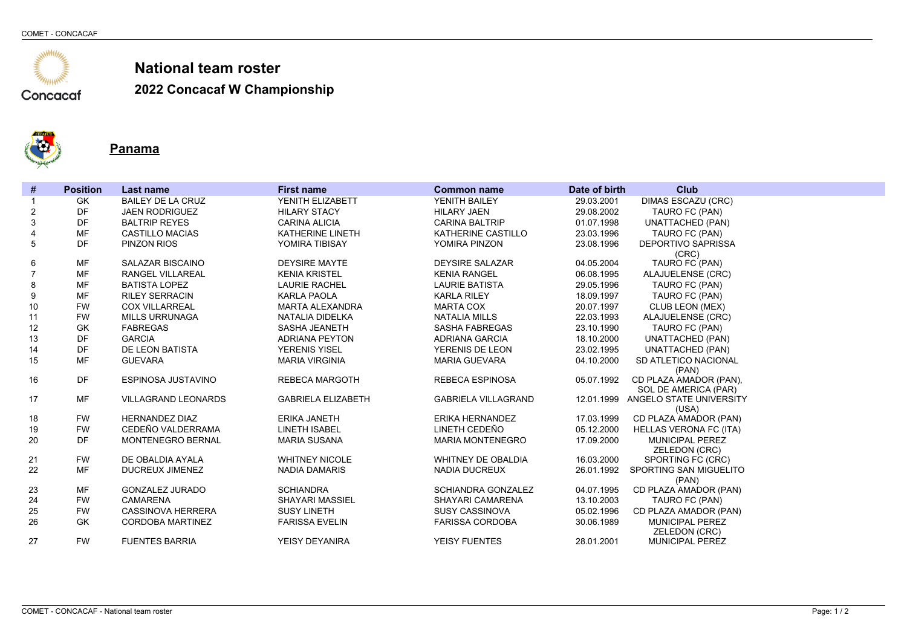# National team roster

## 2022 Concacaf W Championship

### Panama

| # | Position | Last name | First name | Common name | Date of birth | Club |
|---|---|---|---|---|---|---|
| 1 | GK | BAILEY DE LA CRUZ | YENITH ELIZABETT | YENITH BAILEY | 29.03.2001 | DIMAS ESCAZU (CRC) |
| 2 | DF | JAEN RODRIGUEZ | HILARY STACY | HILARY JAEN | 29.08.2002 | TAURO FC (PAN) |
| 3 | DF | BALTRIP REYES | CARINA ALICIA | CARINA BALTRIP | 01.07.1998 | UNATTACHED (PAN) |
| 4 | MF | CASTILLO MACIAS | KATHERINE LINETH | KATHERINE CASTILLO | 23.03.1996 | TAURO FC (PAN) |
| 5 | DF | PINZON RIOS | YOMIRA TIBISAY | YOMIRA PINZON | 23.08.1996 | DEPORTIVO SAPRISSA (CRC) |
| 6 | MF | SALAZAR BISCAINO | DEYSIRE MAYTE | DEYSIRE SALAZAR | 04.05.2004 | TAURO FC (PAN) |
| 7 | MF | RANGEL VILLAREAL | KENIA KRISTEL | KENIA RANGEL | 06.08.1995 | ALAJUELENSE (CRC) |
| 8 | MF | BATISTA LOPEZ | LAURIE RACHEL | LAURIE BATISTA | 29.05.1996 | TAURO FC (PAN) |
| 9 | MF | RILEY SERRACIN | KARLA PAOLA | KARLA RILEY | 18.09.1997 | TAURO FC (PAN) |
| 10 | FW | COX VILLARREAL | MARTA ALEXANDRA | MARTA COX | 20.07.1997 | CLUB LEON (MEX) |
| 11 | FW | MILLS URRUNAGA | NATALIA DIDELKA | NATALIA MILLS | 22.03.1993 | ALAJUELENSE (CRC) |
| 12 | GK | FABREGAS | SASHA JEANETH | SASHA FABREGAS | 23.10.1990 | TAURO FC (PAN) |
| 13 | DF | GARCIA | ADRIANA PEYTON | ADRIANA GARCIA | 18.10.2000 | UNATTACHED (PAN) |
| 14 | DF | DE LEON BATISTA | YERENIS YISEL | YERENIS DE LEON | 23.02.1995 | UNATTACHED (PAN) |
| 15 | MF | GUEVARA | MARIA VIRGINIA | MARIA GUEVARA | 04.10.2000 | SD ATLETICO NACIONAL (PAN) |
| 16 | DF | ESPINOSA JUSTAVINO | REBECA MARGOTH | REBECA ESPINOSA | 05.07.1992 | CD PLAZA AMADOR (PAN), SOL DE AMERICA (PAR) |
| 17 | MF | VILLAGRAND LEONARDS | GABRIELA ELIZABETH | GABRIELA VILLAGRAND | 12.01.1999 | ANGELO STATE UNIVERSITY (USA) |
| 18 | FW | HERNANDEZ DIAZ | ERIKA JANETH | ERIKA HERNANDEZ | 17.03.1999 | CD PLAZA AMADOR (PAN) |
| 19 | FW | CEDEÑO VALDERRAMA | LINETH ISABEL | LINETH CEDEÑO | 05.12.2000 | HELLAS VERONA FC (ITA) |
| 20 | DF | MONTENEGRO BERNAL | MARIA SUSANA | MARIA MONTENEGRO | 17.09.2000 | MUNICIPAL PEREZ ZELEDON (CRC) |
| 21 | FW | DE OBALDIA AYALA | WHITNEY NICOLE | WHITNEY DE OBALDIA | 16.03.2000 | SPORTING FC (CRC) |
| 22 | MF | DUCREUX JIMENEZ | NADIA DAMARIS | NADIA DUCREUX | 26.01.1992 | SPORTING SAN MIGUELITO (PAN) |
| 23 | MF | GONZALEZ JURADO | SCHIANDRA | SCHIANDRA GONZALEZ | 04.07.1995 | CD PLAZA AMADOR (PAN) |
| 24 | FW | CAMARENA | SHAYARI MASSIEL | SHAYARI CAMARENA | 13.10.2003 | TAURO FC (PAN) |
| 25 | FW | CASSINOVA HERRERA | SUSY LINETH | SUSY CASSINOVA | 05.02.1996 | CD PLAZA AMADOR (PAN) |
| 26 | GK | CORDOBA MARTINEZ | FARISSA EVELIN | FARISSA CORDOBA | 30.06.1989 | MUNICIPAL PEREZ ZELEDON (CRC) |
| 27 | FW | FUENTES BARRIA | YEISY DEYANIRA | YEISY FUENTES | 28.01.2001 | MUNICIPAL PEREZ |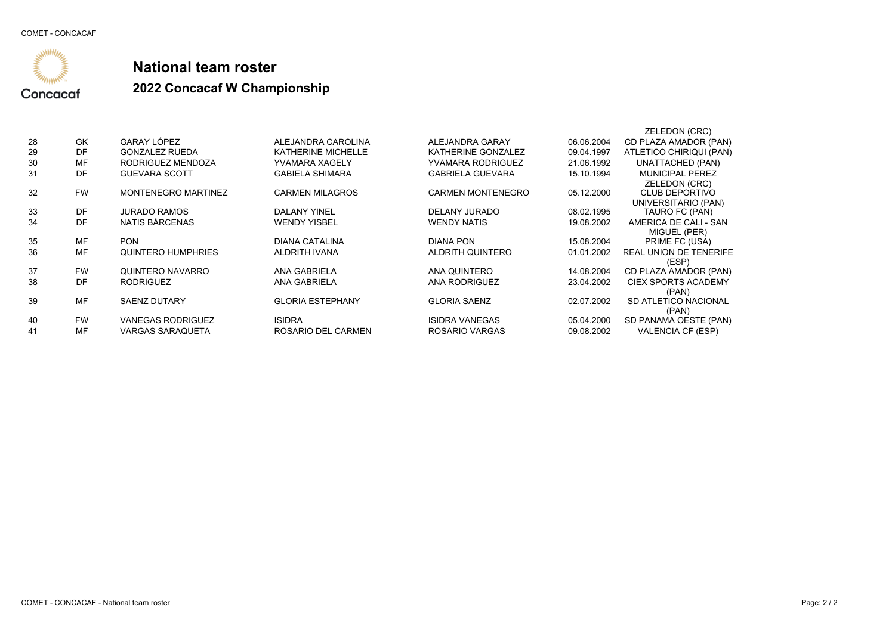# National team roster

## 2022 Concacaf W Championship

| | | | | | | |
|---|---|---|---|---|---|---|
| | | | | | | ZELEDON (CRC) |
| 28 | GK | GARAY LÓPEZ | ALEJANDRA CAROLINA | ALEJANDRA GARAY | 06.06.2004 | CD PLAZA AMADOR (PAN) |
| 29 | DF | GONZALEZ RUEDA | KATHERINE MICHELLE | KATHERINE GONZALEZ | 09.04.1997 | ATLETICO CHIRIQUI (PAN) |
| 30 | MF | RODRIGUEZ MENDOZA | YVAMARA XAGELY | YVAMARA RODRIGUEZ | 21.06.1992 | UNATTACHED (PAN) |
| 31 | DF | GUEVARA SCOTT | GABIELA SHIMARA | GABRIELA GUEVARA | 15.10.1994 | MUNICIPAL PEREZ ZELEDON (CRC) |
| 32 | FW | MONTENEGRO MARTINEZ | CARMEN MILAGROS | CARMEN MONTENEGRO | 05.12.2000 | CLUB DEPORTIVO UNIVERSITARIO (PAN) |
| 33 | DF | JURADO RAMOS | DALANY YINEL | DELANY JURADO | 08.02.1995 | TAURO FC (PAN) |
| 34 | DF | NATIS BÁRCENAS | WENDY YISBEL | WENDY NATIS | 19.08.2002 | AMERICA DE CALI - SAN MIGUEL (PER) |
| 35 | MF | PON | DIANA CATALINA | DIANA PON | 15.08.2004 | PRIME FC (USA) |
| 36 | MF | QUINTERO HUMPHRIES | ALDRITH IVANA | ALDRITH QUINTERO | 01.01.2002 | REAL UNION DE TENERIFE (ESP) |
| 37 | FW | QUINTERO NAVARRO | ANA GABRIELA | ANA QUINTERO | 14.08.2004 | CD PLAZA AMADOR (PAN) |
| 38 | DF | RODRIGUEZ | ANA GABRIELA | ANA RODRIGUEZ | 23.04.2002 | CIEX SPORTS ACADEMY (PAN) |
| 39 | MF | SAENZ DUTARY | GLORIA ESTEPHANY | GLORIA SAENZ | 02.07.2002 | SD ATLETICO NACIONAL (PAN) |
| 40 | FW | VANEGAS RODRIGUEZ | ISIDRA | ISIDRA VANEGAS | 05.04.2000 | SD PANAMA OESTE (PAN) |
| 41 | MF | VARGAS SARAQUETA | ROSARIO DEL CARMEN | ROSARIO VARGAS | 09.08.2002 | VALENCIA CF (ESP) |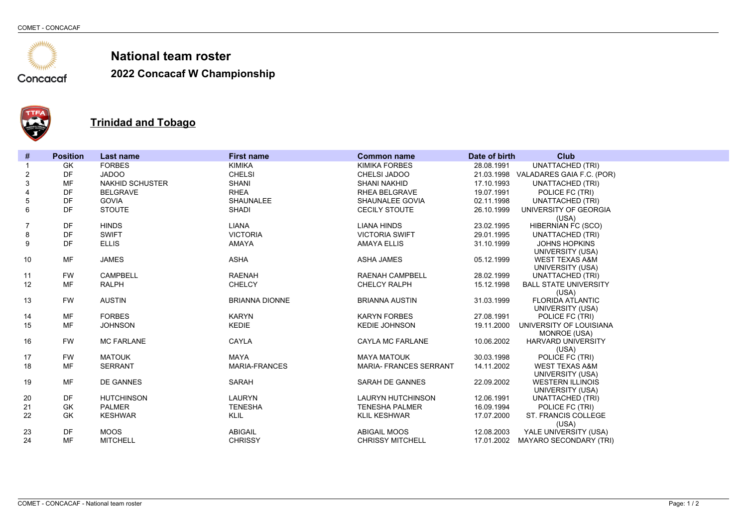# National team roster

## 2022 Concacaf W Championship

### Trinidad and Tobago

| # | Position | Last name | First name | Common name | Date of birth | Club |
|---|---|---|---|---|---|---|
| 1 | GK | FORBES | KIMIKA | KIMIKA FORBES | 28.08.1991 | UNATTACHED (TRI) |
| 2 | DF | JADOO | CHELSI | CHELSI JADOO | 21.03.1998 | VALADARES GAIA F.C. (POR) |
| 3 | MF | NAKHID SCHUSTER | SHANI | SHANI NAKHID | 17.10.1993 | UNATTACHED (TRI) |
| 4 | DF | BELGRAVE | RHEA | RHEA BELGRAVE | 19.07.1991 | POLICE FC (TRI) |
| 5 | DF | GOVIA | SHAUNALEE | SHAUNALEE GOVIA | 02.11.1998 | UNATTACHED (TRI) |
| 6 | DF | STOUTE | SHADI | CECILY STOUTE | 26.10.1999 | UNIVERSITY OF GEORGIA (USA) |
| 7 | DF | HINDS | LIANA | LIANA HINDS | 23.02.1995 | HIBERNIAN FC (SCO) |
| 8 | DF | SWIFT | VICTORIA | VICTORIA SWIFT | 29.01.1995 | UNATTACHED (TRI) |
| 9 | DF | ELLIS | AMAYA | AMAYA ELLIS | 31.10.1999 | JOHNS HOPKINS UNIVERSITY (USA) |
| 10 | MF | JAMES | ASHA | ASHA JAMES | 05.12.1999 | WEST TEXAS A&M UNIVERSITY (USA) |
| 11 | FW | CAMPBELL | RAENAH | RAENAH CAMPBELL | 28.02.1999 | UNATTACHED (TRI) |
| 12 | MF | RALPH | CHELCY | CHELCY RALPH | 15.12.1998 | BALL STATE UNIVERSITY (USA) |
| 13 | FW | AUSTIN | BRIANNA DIONNE | BRIANNA AUSTIN | 31.03.1999 | FLORIDA ATLANTIC UNIVERSITY (USA) |
| 14 | MF | FORBES | KARYN | KARYN FORBES | 27.08.1991 | POLICE FC (TRI) |
| 15 | MF | JOHNSON | KEDIE | KEDIE JOHNSON | 19.11.2000 | UNIVERSITY OF LOUISIANA MONROE (USA) |
| 16 | FW | MC FARLANE | CAYLA | CAYLA MC FARLANE | 10.06.2002 | HARVARD UNIVERSITY (USA) |
| 17 | FW | MATOUK | MAYA | MAYA MATOUK | 30.03.1998 | POLICE FC (TRI) |
| 18 | MF | SERRANT | MARIA-FRANCES | MARIA- FRANCES SERRANT | 14.11.2002 | WEST TEXAS A&M UNIVERSITY (USA) |
| 19 | MF | DE GANNES | SARAH | SARAH DE GANNES | 22.09.2002 | WESTERN ILLINOIS UNIVERSITY (USA) |
| 20 | DF | HUTCHINSON | LAURYN | LAURYN HUTCHINSON | 12.06.1991 | UNATTACHED (TRI) |
| 21 | GK | PALMER | TENESHA | TENESHA PALMER | 16.09.1994 | POLICE FC (TRI) |
| 22 | GK | KESHWAR | KLIL | KLIL KESHWAR | 17.07.2000 | ST. FRANCIS COLLEGE (USA) |
| 23 | DF | MOOS | ABIGAIL | ABIGAIL MOOS | 12.08.2003 | YALE UNIVERSITY (USA) |
| 24 | MF | MITCHELL | CHRISSY | CHRISSY MITCHELL | 17.01.2002 | MAYARO SECONDARY (TRI) |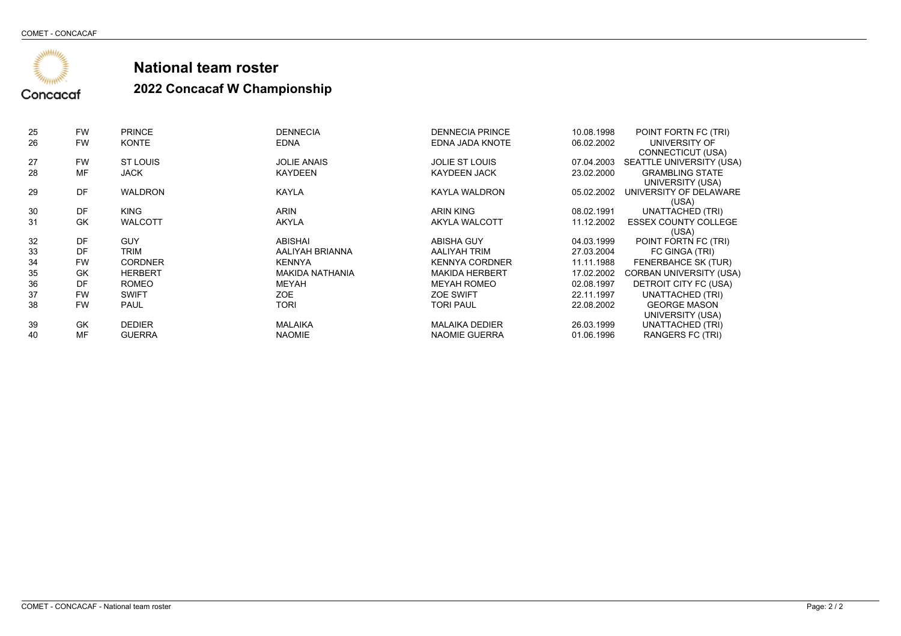# National team roster

## 2022 Concacaf W Championship

| | | | | | | |
|---|---|---|---|---|---|---|
| 25 | FW | PRINCE | DENNECIA | DENNECIA PRINCE | 10.08.1998 | POINT FORTN FC (TRI) |
| 26 | FW | KONTE | EDNA | EDNA JADA KNOTE | 06.02.2002 | UNIVERSITY OF CONNECTICUT (USA) |
| 27 | FW | ST LOUIS | JOLIE ANAIS | JOLIE ST LOUIS | 07.04.2003 | SEATTLE UNIVERSITY (USA) |
| 28 | MF | JACK | KAYDEEN | KAYDEEN JACK | 23.02.2000 | GRAMBLING STATE UNIVERSITY (USA) |
| 29 | DF | WALDRON | KAYLA | KAYLA WALDRON | 05.02.2002 | UNIVERSITY OF DELAWARE (USA) |
| 30 | DF | KING | ARIN | ARIN KING | 08.02.1991 | UNATTACHED (TRI) |
| 31 | GK | WALCOTT | AKYLA | AKYLA WALCOTT | 11.12.2002 | ESSEX COUNTY COLLEGE (USA) |
| 32 | DF | GUY | ABISHAI | ABISHA GUY | 04.03.1999 | POINT FORTN FC (TRI) |
| 33 | DF | TRIM | AALIYAH BRIANNA | AALIYAH TRIM | 27.03.2004 | FC GINGA (TRI) |
| 34 | FW | CORDNER | KENNYA | KENNYA CORDNER | 11.11.1988 | FENERBAHCE SK (TUR) |
| 35 | GK | HERBERT | MAKIDA NATHANIA | MAKIDA HERBERT | 17.02.2002 | CORBAN UNIVERSITY (USA) |
| 36 | DF | ROMEO | MEYAH | MEYAH ROMEO | 02.08.1997 | DETROIT CITY FC (USA) |
| 37 | FW | SWIFT | ZOE | ZOE SWIFT | 22.11.1997 | UNATTACHED (TRI) |
| 38 | FW | PAUL | TORI | TORI PAUL | 22.08.2002 | GEORGE MASON UNIVERSITY (USA) |
| 39 | GK | DEDIER | MALAIKA | MALAIKA DEDIER | 26.03.1999 | UNATTACHED (TRI) |
| 40 | MF | GUERRA | NAOMIE | NAOMIE GUERRA | 01.06.1996 | RANGERS FC (TRI) |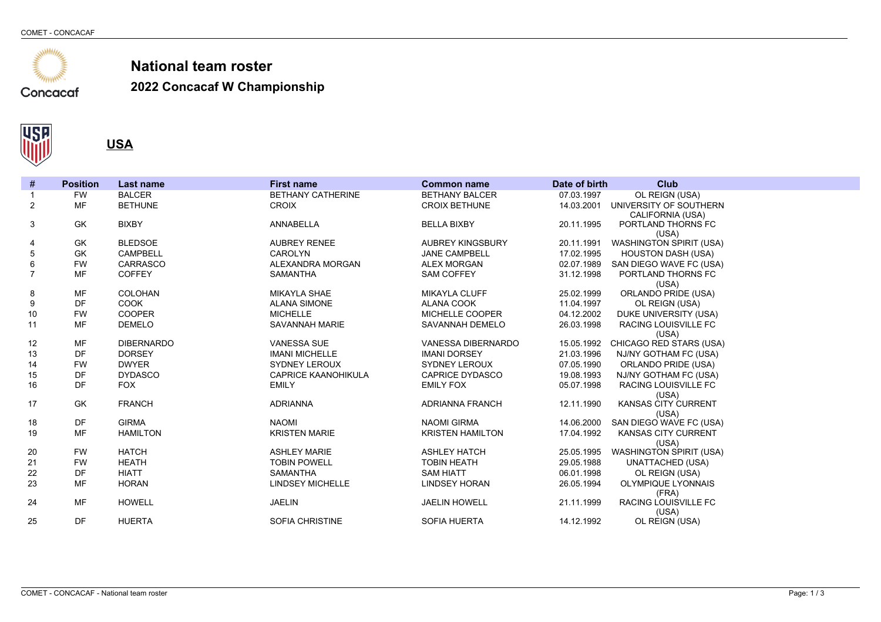# National team roster

## 2022 Concacaf W Championship

### USA

| # | Position | Last name | First name | Common name | Date of birth | Club |
|---|---|---|---|---|---|---|
| 1 | FW | BALCER | BETHANY CATHERINE | BETHANY BALCER | 07.03.1997 | OL REIGN (USA) |
| 2 | MF | BETHUNE | CROIX | CROIX BETHUNE | 14.03.2001 | UNIVERSITY OF SOUTHERN CALIFORNIA (USA) |
| 3 | GK | BIXBY | ANNABELLA | BELLA BIXBY | 20.11.1995 | PORTLAND THORNS FC (USA) |
| 4 | GK | BLEDSOE | AUBREY RENEE | AUBREY KINGSBURY | 20.11.1991 | WASHINGTON SPIRIT (USA) |
| 5 | GK | CAMPBELL | CAROLYN | JANE CAMPBELL | 17.02.1995 | HOUSTON DASH (USA) |
| 6 | FW | CARRASCO | ALEXANDRA MORGAN | ALEX MORGAN | 02.07.1989 | SAN DIEGO WAVE FC (USA) |
| 7 | MF | COFFEY | SAMANTHA | SAM COFFEY | 31.12.1998 | PORTLAND THORNS FC (USA) |
| 8 | MF | COLOHAN | MIKAYLA SHAE | MIKAYLA CLUFF | 25.02.1999 | ORLANDO PRIDE (USA) |
| 9 | DF | COOK | ALANA SIMONE | ALANA COOK | 11.04.1997 | OL REIGN (USA) |
| 10 | FW | COOPER | MICHELLE | MICHELLE COOPER | 04.12.2002 | DUKE UNIVERSITY (USA) |
| 11 | MF | DEMELO | SAVANNAH MARIE | SAVANNAH DEMELO | 26.03.1998 | RACING LOUISVILLE FC (USA) |
| 12 | MF | DIBERNARDO | VANESSA SUE | VANESSA DIBERNARDO | 15.05.1992 | CHICAGO RED STARS (USA) |
| 13 | DF | DORSEY | IMANI MICHELLE | IMANI DORSEY | 21.03.1996 | NJ/NY GOTHAM FC (USA) |
| 14 | FW | DWYER | SYDNEY LEROUX | SYDNEY LEROUX | 07.05.1990 | ORLANDO PRIDE (USA) |
| 15 | DF | DYDASCO | CAPRICE KAANOHIKULA | CAPRICE DYDASCO | 19.08.1993 | NJ/NY GOTHAM FC (USA) |
| 16 | DF | FOX | EMILY | EMILY FOX | 05.07.1998 | RACING LOUISVILLE FC (USA) |
| 17 | GK | FRANCH | ADRIANNA | ADRIANNA FRANCH | 12.11.1990 | KANSAS CITY CURRENT (USA) |
| 18 | DF | GIRMA | NAOMI | NAOMI GIRMA | 14.06.2000 | SAN DIEGO WAVE FC (USA) |
| 19 | MF | HAMILTON | KRISTEN MARIE | KRISTEN HAMILTON | 17.04.1992 | KANSAS CITY CURRENT (USA) |
| 20 | FW | HATCH | ASHLEY MARIE | ASHLEY HATCH | 25.05.1995 | WASHINGTON SPIRIT (USA) |
| 21 | FW | HEATH | TOBIN POWELL | TOBIN HEATH | 29.05.1988 | UNATTACHED (USA) |
| 22 | DF | HIATT | SAMANTHA | SAM HIATT | 06.01.1998 | OL REIGN (USA) |
| 23 | MF | HORAN | LINDSEY MICHELLE | LINDSEY HORAN | 26.05.1994 | OLYMPIQUE LYONNAIS (FRA) |
| 24 | MF | HOWELL | JAELIN | JAELIN HOWELL | 21.11.1999 | RACING LOUISVILLE FC (USA) |
| 25 | DF | HUERTA | SOFIA CHRISTINE | SOFIA HUERTA | 14.12.1992 | OL REIGN (USA) |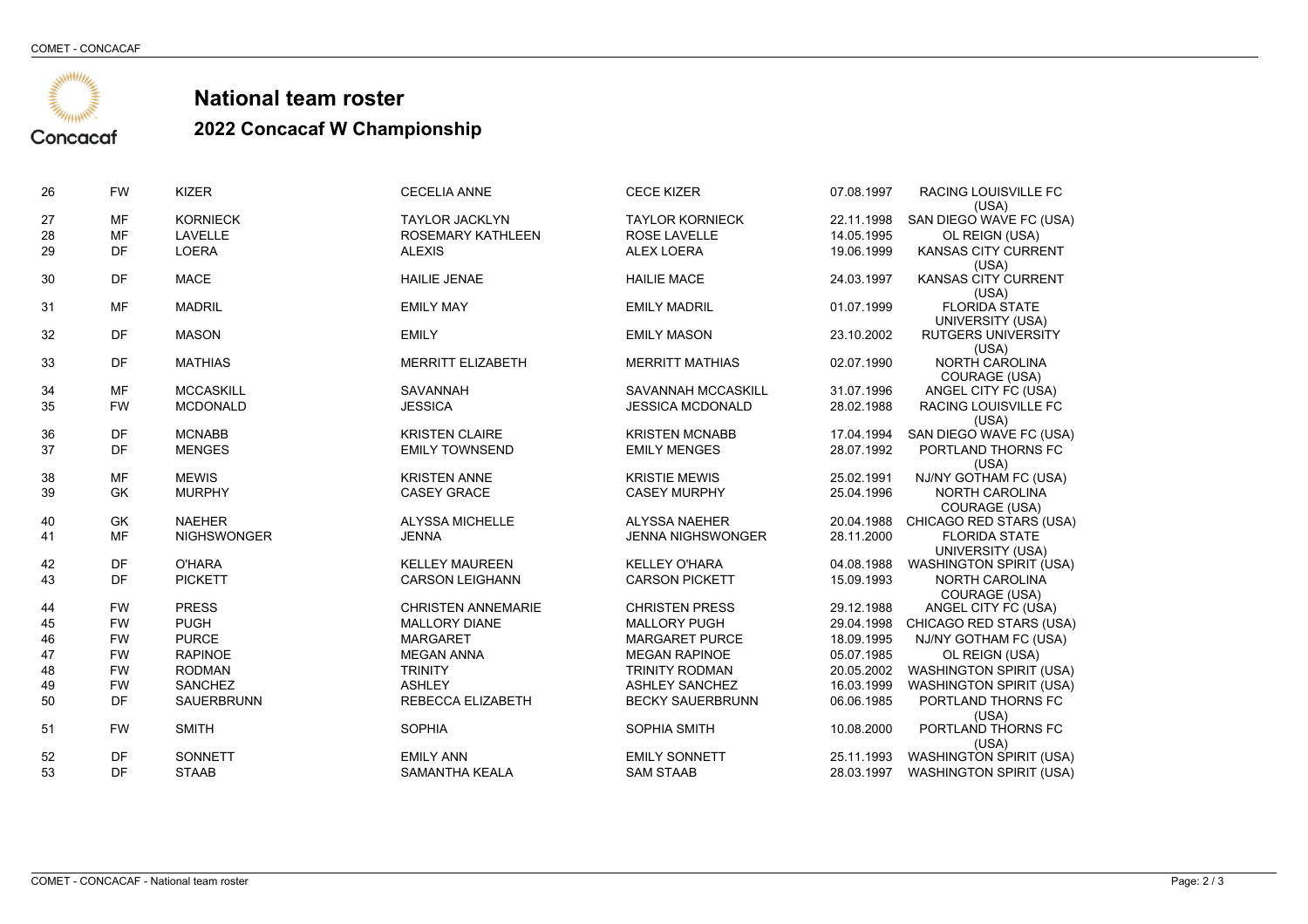# National team roster

## 2022 Concacaf W Championship

| | | | | | | |
|---|---|---|---|---|---|---|
| 26 | FW | KIZER | CECELIA ANNE | CECE KIZER | 07.08.1997 | RACING LOUISVILLE FC (USA) |
| 27 | MF | KORNIECK | TAYLOR JACKLYN | TAYLOR KORNIECK | 22.11.1998 | SAN DIEGO WAVE FC (USA) |
| 28 | MF | LAVELLE | ROSEMARY KATHLEEN | ROSE LAVELLE | 14.05.1995 | OL REIGN (USA) |
| 29 | DF | LOERA | ALEXIS | ALEX LOERA | 19.06.1999 | KANSAS CITY CURRENT (USA) |
| 30 | DF | MACE | HAILIE JENAE | HAILIE MACE | 24.03.1997 | KANSAS CITY CURRENT (USA) |
| 31 | MF | MADRIL | EMILY MAY | EMILY MADRIL | 01.07.1999 | FLORIDA STATE UNIVERSITY (USA) |
| 32 | DF | MASON | EMILY | EMILY MASON | 23.10.2002 | RUTGERS UNIVERSITY (USA) |
| 33 | DF | MATHIAS | MERRITT ELIZABETH | MERRITT MATHIAS | 02.07.1990 | NORTH CAROLINA COURAGE (USA) |
| 34 | MF | MCCASKILL | SAVANNAH | SAVANNAH MCCASKILL | 31.07.1996 | ANGEL CITY FC (USA) |
| 35 | FW | MCDONALD | JESSICA | JESSICA MCDONALD | 28.02.1988 | RACING LOUISVILLE FC (USA) |
| 36 | DF | MCNABB | KRISTEN CLAIRE | KRISTEN MCNABB | 17.04.1994 | SAN DIEGO WAVE FC (USA) |
| 37 | DF | MENGES | EMILY TOWNSEND | EMILY MENGES | 28.07.1992 | PORTLAND THORNS FC (USA) |
| 38 | MF | MEWIS | KRISTEN ANNE | KRISTIE MEWIS | 25.02.1991 | NJ/NY GOTHAM FC (USA) |
| 39 | GK | MURPHY | CASEY GRACE | CASEY MURPHY | 25.04.1996 | NORTH CAROLINA COURAGE (USA) |
| 40 | GK | NAEHER | ALYSSA MICHELLE | ALYSSA NAEHER | 20.04.1988 | CHICAGO RED STARS (USA) |
| 41 | MF | NIGHSWONGER | JENNA | JENNA NIGHSWONGER | 28.11.2000 | FLORIDA STATE UNIVERSITY (USA) |
| 42 | DF | O'HARA | KELLEY MAUREEN | KELLEY O'HARA | 04.08.1988 | WASHINGTON SPIRIT (USA) |
| 43 | DF | PICKETT | CARSON LEIGHANN | CARSON PICKETT | 15.09.1993 | NORTH CAROLINA COURAGE (USA) |
| 44 | FW | PRESS | CHRISTEN ANNEMARIE | CHRISTEN PRESS | 29.12.1988 | ANGEL CITY FC (USA) |
| 45 | FW | PUGH | MALLORY DIANE | MALLORY PUGH | 29.04.1998 | CHICAGO RED STARS (USA) |
| 46 | FW | PURCE | MARGARET | MARGARET PURCE | 18.09.1995 | NJ/NY GOTHAM FC (USA) |
| 47 | FW | RAPINOE | MEGAN ANNA | MEGAN RAPINOE | 05.07.1985 | OL REIGN (USA) |
| 48 | FW | RODMAN | TRINITY | TRINITY RODMAN | 20.05.2002 | WASHINGTON SPIRIT (USA) |
| 49 | FW | SANCHEZ | ASHLEY | ASHLEY SANCHEZ | 16.03.1999 | WASHINGTON SPIRIT (USA) |
| 50 | DF | SAUERBRUNN | REBECCA ELIZABETH | BECKY SAUERBRUNN | 06.06.1985 | PORTLAND THORNS FC (USA) |
| 51 | FW | SMITH | SOPHIA | SOPHIA SMITH | 10.08.2000 | PORTLAND THORNS FC (USA) |
| 52 | DF | SONNETT | EMILY ANN | EMILY SONNETT | 25.11.1993 | WASHINGTON SPIRIT (USA) |
| 53 | DF | STAAB | SAMANTHA KEALA | SAM STAAB | 28.03.1997 | WASHINGTON SPIRIT (USA) |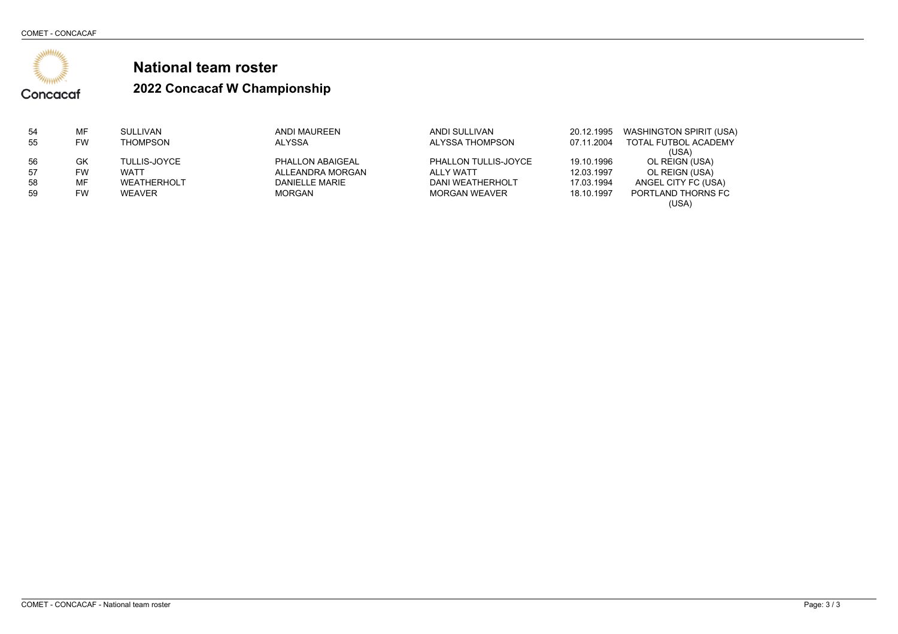# National team roster

## 2022 Concacaf W Championship

| | | | | | | |
|---|---|---|---|---|---|---|
| 54 | MF | SULLIVAN | ANDI MAUREEN | ANDI SULLIVAN | 20.12.1995 | WASHINGTON SPIRIT (USA) |
| 55 | FW | THOMPSON | ALYSSA | ALYSSA THOMPSON | 07.11.2004 | TOTAL FUTBOL ACADEMY (USA) |
| 56 | GK | TULLIS-JOYCE | PHALLON ABAIGEAL | PHALLON TULLIS-JOYCE | 19.10.1996 | OL REIGN (USA) |
| 57 | FW | WATT | ALLEANDRA MORGAN | ALLY WATT | 12.03.1997 | OL REIGN (USA) |
| 58 | MF | WEATHERHOLT | DANIELLE MARIE | DANI WEATHERHOLT | 17.03.1994 | ANGEL CITY FC (USA) |
| 59 | FW | WEAVER | MORGAN | MORGAN WEAVER | 18.10.1997 | PORTLAND THORNS FC (USA) |